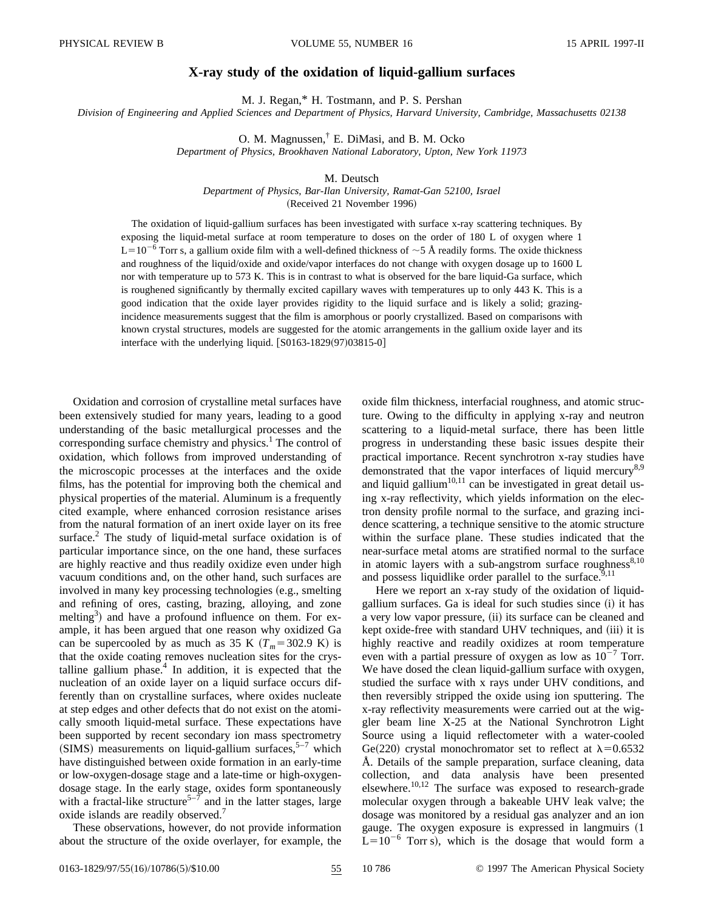# X-ray study of the oxidation of liquid-gallium surfaces

M. J. Regan,* H. Tostmann, and P. S. Pershan

*Division of Engineering and Applied Sciences and Department of Physics, Harvard University, Cambridge, Massachusetts 02138*

O. M. Magnussen,† E. DiMasi, and B. M. Ocko

*Department of Physics, Brookhaven National Laboratory, Upton, New York 11973*

M. Deutsch

*Department of Physics, Bar-Ilan University, Ramat-Gan 52100, Israel*

(Received 21 November 1996)

The oxidation of liquid-gallium surfaces has been investigated with surface x-ray scattering techniques. By exposing the liquid-metal surface at room temperature to doses on the order of 180 L of oxygen where 1 L$=10^{-6}$ Torr s, a gallium oxide film with a well-defined thickness of ~5 Å readily forms. The oxide thickness and roughness of the liquid/oxide and oxide/vapor interfaces do not change with oxygen dosage up to 1600 L nor with temperature up to 573 K. This is in contrast to what is observed for the bare liquid-Ga surface, which is roughened significantly by thermally excited capillary waves with temperatures up to only 443 K. This is a good indication that the oxide layer provides rigidity to the liquid surface and is likely a solid; grazing-incidence measurements suggest that the film is amorphous or poorly crystallized. Based on comparisons with known crystal structures, models are suggested for the atomic arrangements in the gallium oxide layer and its interface with the underlying liquid. [S0163-1829(97)03815-0]

Oxidation and corrosion of crystalline metal surfaces have been extensively studied for many years, leading to a good understanding of the basic metallurgical processes and the corresponding surface chemistry and physics.[1] The control of oxidation, which follows from improved understanding of the microscopic processes at the interfaces and the oxide films, has the potential for improving both the chemical and physical properties of the material. Aluminum is a frequently cited example, where enhanced corrosion resistance arises from the natural formation of an inert oxide layer on its free surface.[2] The study of liquid-metal surface oxidation is of particular importance since, on the one hand, these surfaces are highly reactive and thus readily oxidize even under high vacuum conditions and, on the other hand, such surfaces are involved in many key processing technologies (e.g., smelting and refining of ores, casting, brazing, alloying, and zone melting[3]) and have a profound influence on them. For example, it has been argued that one reason why oxidized Ga can be supercooled by as much as 35 K ($T_m=302.9$ K) is that the oxide coating removes nucleation sites for the crystalline gallium phase.[4] In addition, it is expected that the nucleation of an oxide layer on a liquid surface occurs differently than on crystalline surfaces, where oxides nucleate at step edges and other defects that do not exist on the atomically smooth liquid-metal surface. These expectations have been supported by recent secondary ion mass spectrometry (SIMS) measurements on liquid-gallium surfaces,[5–7] which have distinguished between oxide formation in an early-time or low-oxygen-dosage stage and a late-time or high-oxygen-dosage stage. In the early stage, oxides form spontaneously with a fractal-like structure[5–7] and in the latter stages, large oxide islands are readily observed.[7]

These observations, however, do not provide information about the structure of the oxide overlayer, for example, the oxide film thickness, interfacial roughness, and atomic structure. Owing to the difficulty in applying x-ray and neutron scattering to a liquid-metal surface, there has been little progress in understanding these basic issues despite their practical importance. Recent synchrotron x-ray studies have demonstrated that the vapor interfaces of liquid mercury[8,9] and liquid gallium[10,11] can be investigated in great detail using x-ray reflectivity, which yields information on the electron density profile normal to the surface, and grazing incidence scattering, a technique sensitive to the atomic structure within the surface plane. These studies indicated that the near-surface metal atoms are stratified normal to the surface in atomic layers with a sub-angstrom surface roughness[8,10] and possess liquidlike order parallel to the surface.[9,11]

Here we report an x-ray study of the oxidation of liquid-gallium surfaces. Ga is ideal for such studies since (i) it has a very low vapor pressure, (ii) its surface can be cleaned and kept oxide-free with standard UHV techniques, and (iii) it is highly reactive and readily oxidizes at room temperature even with a partial pressure of oxygen as low as $10^{-7}$ Torr. We have dosed the clean liquid-gallium surface with oxygen, studied the surface with x rays under UHV conditions, and then reversibly stripped the oxide using ion sputtering. The x-ray reflectivity measurements were carried out at the wiggler beam line X-25 at the National Synchrotron Light Source using a liquid reflectometer with a water-cooled Ge(220) crystal monochromator set to reflect at $\lambda=0.6532$ Å. Details of the sample preparation, surface cleaning, data collection, and data analysis have been presented elsewhere.[10,12] The surface was exposed to research-grade molecular oxygen through a bakeable UHV leak valve; the dosage was monitored by a residual gas analyzer and an ion gauge. The oxygen exposure is expressed in langmuirs (1 L$=10^{-6}$ Torr s), which is the dosage that would form a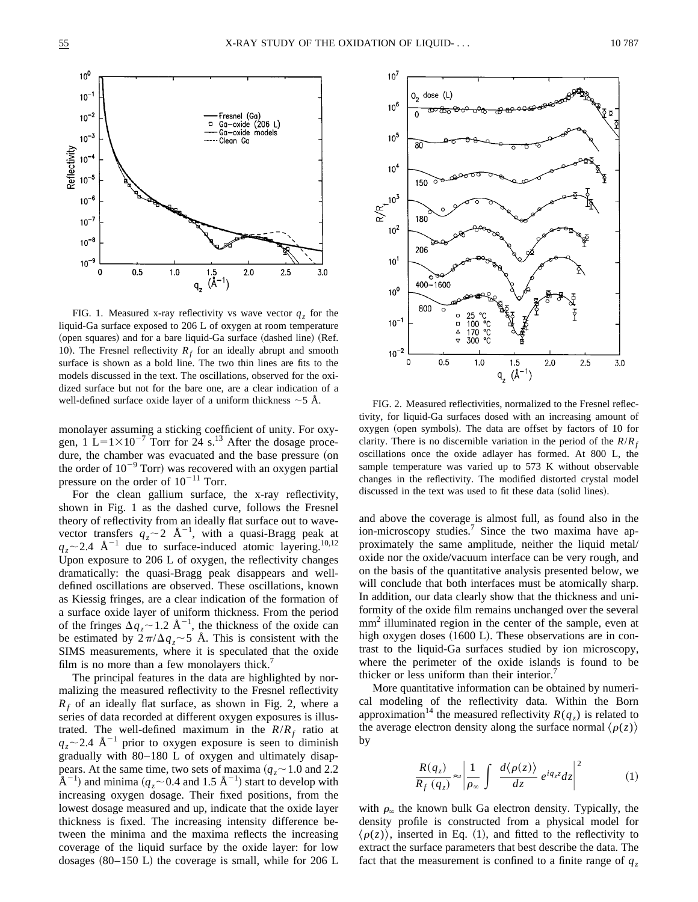FIG. 1. Measured x-ray reflectivity vs wave vector $q_z$ for the liquid-Ga surface exposed to 206 L of oxygen at room temperature (open squares) and for a bare liquid-Ga surface (dashed line) (Ref. 10). The Fresnel reflectivity $R_f$ for an ideally abrupt and smooth surface is shown as a bold line. The two thin lines are fits to the models discussed in the text. The oscillations, observed for the oxidized surface but not for the bare one, are a clear indication of a well-defined surface oxide layer of a uniform thickness ~5 Å.

monolayer assuming a sticking coefficient of unity. For oxygen, 1 L$=1\times10^{-7}$ Torr for 24 s.[13] After the dosage procedure, the chamber was evacuated and the base pressure (on the order of $10^{-9}$ Torr) was recovered with an oxygen partial pressure on the order of $10^{-11}$ Torr.

For the clean gallium surface, the x-ray reflectivity, shown in Fig. 1 as the dashed curve, follows the Fresnel theory of reflectivity from an ideally flat surface out to wave-vector transfers $q_z\sim2$ Å$^{-1}$, with a quasi-Bragg peak at $q_z\sim2.4$ Å$^{-1}$ due to surface-induced atomic layering.[10,12] Upon exposure to 206 L of oxygen, the reflectivity changes dramatically: the quasi-Bragg peak disappears and well-defined oscillations are observed. These oscillations, known as Kiessig fringes, are a clear indication of the formation of a surface oxide layer of uniform thickness. From the period of the fringes $\Delta q_z\sim1.2$ Å$^{-1}$, the thickness of the oxide can be estimated by $2\pi/\Delta q_z\sim5$ Å. This is consistent with the SIMS measurements, where it is speculated that the oxide film is no more than a few monolayers thick.[7]

The principal features in the data are highlighted by normalizing the measured reflectivity to the Fresnel reflectivity $R_f$ of an ideally flat surface, as shown in Fig. 2, where a series of data recorded at different oxygen exposures is illustrated. The well-defined maximum in the $R/R_f$ ratio at $q_z\sim2.4$ Å$^{-1}$ prior to oxygen exposure is seen to diminish gradually with 80–180 L of oxygen and ultimately disappears. At the same time, two sets of maxima ($q_z\sim1.0$ and 2.2 Å$^{-1}$) and minima ($q_z\sim0.4$ and 1.5 Å$^{-1}$) start to develop with increasing oxygen dosage. Their fixed positions, from the lowest dosage measured and up, indicate that the oxide layer thickness is fixed. The increasing intensity difference between the minima and the maxima reflects the increasing coverage of the liquid surface by the oxide layer: for low dosages (80–150 L) the coverage is small, while for 206 L and above the coverage is almost full, as found also in the ion-microscopy studies.[7] Since the two maxima have approximately the same amplitude, neither the liquid metal/oxide nor the oxide/vacuum interface can be very rough, and on the basis of the quantitative analysis presented below, we will conclude that both interfaces must be atomically sharp. In addition, our data clearly show that the thickness and uniformity of the oxide film remains unchanged over the several mm$^2$ illuminated region in the center of the sample, even at high oxygen doses (1600 L). These observations are in contrast to the liquid-Ga surfaces studied by ion microscopy, where the perimeter of the oxide islands is found to be thicker or less uniform than their interior.[7]

FIG. 2. Measured reflectivities, normalized to the Fresnel reflectivity, for liquid-Ga surfaces dosed with an increasing amount of oxygen (open symbols). The data are offset by factors of 10 for clarity. There is no discernible variation in the period of the $R/R_f$ oscillations once the oxide adlayer has formed. At 800 L, the sample temperature was varied up to 573 K without observable changes in the reflectivity. The modified distorted crystal model discussed in the text was used to fit these data (solid lines).

More quantitative information can be obtained by numerical modeling of the reflectivity data. Within the Born approximation[14] the measured reflectivity $R(q_z)$ is related to the average electron density along the surface normal $\langle\rho(z)\rangle$ by

$$\frac{R(q_z)}{R_f\,(q_z)}\approx\left|\frac{1}{\rho_\infty}\int\frac{d\langle\rho(z)\rangle}{dz}\,e^{iq_zz}dz\right|^2 \tag{1}$$

with $\rho_\infty$ the known bulk Ga electron density. Typically, the density profile is constructed from a physical model for $\langle\rho(z)\rangle$, inserted in Eq. (1), and fitted to the reflectivity to extract the surface parameters that best describe the data. The fact that the measurement is confined to a finite range of $q_z$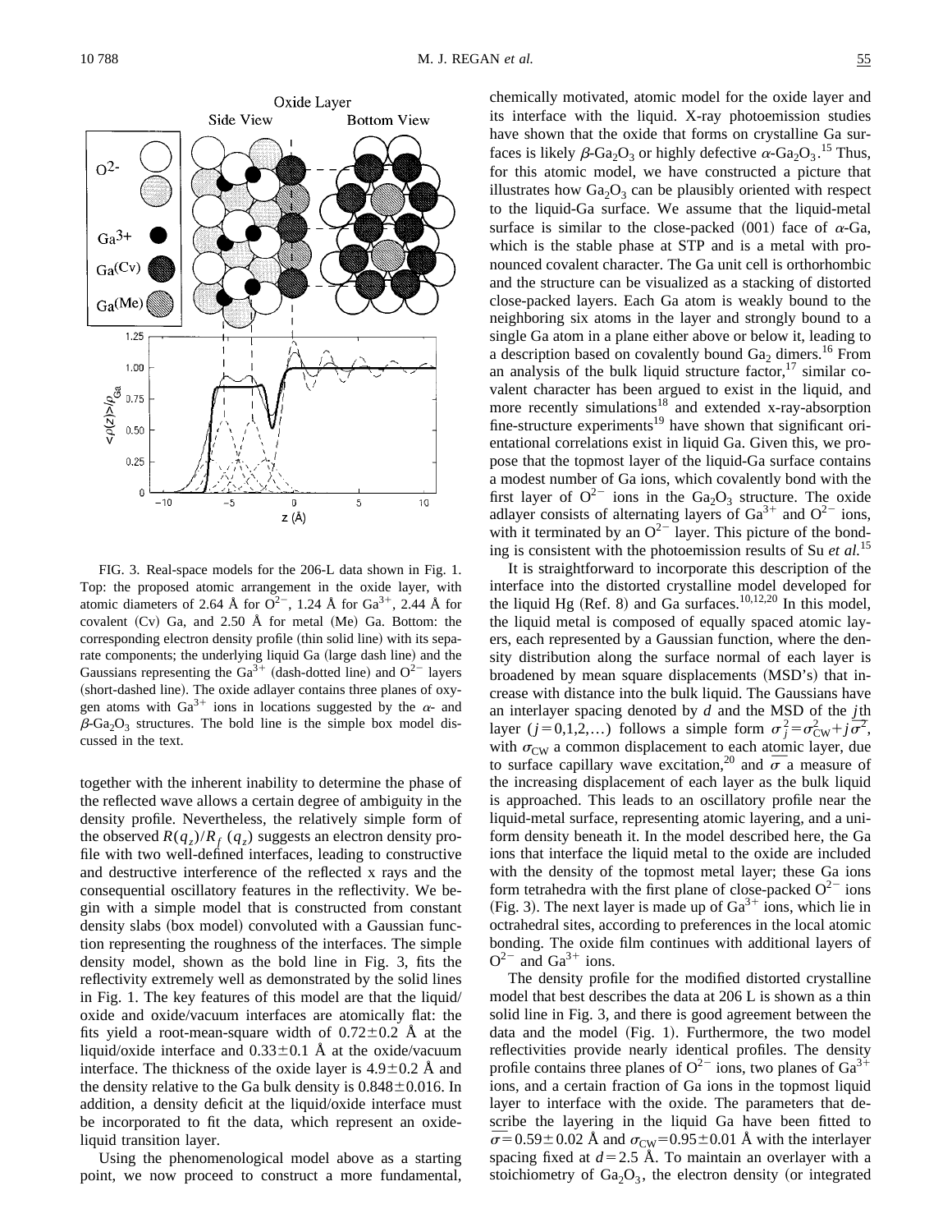FIG. 3. Real-space models for the 206-L data shown in Fig. 1. Top: the proposed atomic arrangement in the oxide layer, with atomic diameters of 2.64 Å for $O^{2-}$, 1.24 Å for $Ga^{3+}$, 2.44 Å for covalent (Cv) Ga, and 2.50 Å for metal (Me) Ga. Bottom: the corresponding electron density profile (thin solid line) with its separate components; the underlying liquid Ga (large dash line) and the Gaussians representing the $Ga^{3+}$ (dash-dotted line) and $O^{2-}$ layers (short-dashed line). The oxide adlayer contains three planes of oxygen atoms with $Ga^{3+}$ ions in locations suggested by the $\alpha$- and $\beta$-$Ga_2O_3$ structures. The bold line is the simple box model discussed in the text.

together with the inherent inability to determine the phase of the reflected wave allows a certain degree of ambiguity in the density profile. Nevertheless, the relatively simple form of the observed $R(q_z)/R_f(q_z)$ suggests an electron density profile with two well-defined interfaces, leading to constructive and destructive interference of the reflected x rays and the consequential oscillatory features in the reflectivity. We begin with a simple model that is constructed from constant density slabs (box model) convoluted with a Gaussian function representing the roughness of the interfaces. The simple density model, shown as the bold line in Fig. 3, fits the reflectivity extremely well as demonstrated by the solid lines in Fig. 1. The key features of this model are that the liquid/oxide and oxide/vacuum interfaces are atomically flat: the fits yield a root-mean-square width of 0.72±0.2 Å at the liquid/oxide interface and 0.33±0.1 Å at the oxide/vacuum interface. The thickness of the oxide layer is 4.9±0.2 Å and the density relative to the Ga bulk density is 0.848±0.016. In addition, a density deficit at the liquid/oxide interface must be incorporated to fit the data, which represent an oxide-liquid transition layer.

Using the phenomenological model above as a starting point, we now proceed to construct a more fundamental, chemically motivated, atomic model for the oxide layer and its interface with the liquid. X-ray photoemission studies have shown that the oxide that forms on crystalline Ga surfaces is likely $\beta$-$Ga_2O_3$ or highly defective $\alpha$-$Ga_2O_3$.[15] Thus, for this atomic model, we have constructed a picture that illustrates how $Ga_2O_3$ can be plausibly oriented with respect to the liquid-Ga surface. We assume that the liquid-metal surface is similar to the close-packed (001) face of $\alpha$-Ga, which is the stable phase at STP and is a metal with pronounced covalent character. The Ga unit cell is orthorhombic and the structure can be visualized as a stacking of distorted close-packed layers. Each Ga atom is weakly bound to the neighboring six atoms in the layer and strongly bound to a single Ga atom in a plane either above or below it, leading to a description based on covalently bound $Ga_2$ dimers.[16] From an analysis of the bulk liquid structure factor,[17] similar covalent character has been argued to exist in the liquid, and more recently simulations[18] and extended x-ray-absorption fine-structure experiments[19] have shown that significant orientational correlations exist in liquid Ga. Given this, we propose that the topmost layer of the liquid-Ga surface contains a modest number of Ga ions, which covalently bond with the first layer of $O^{2-}$ ions in the $Ga_2O_3$ structure. The oxide adlayer consists of alternating layers of $Ga^{3+}$ and $O^{2-}$ ions, with it terminated by an $O^{2-}$ layer. This picture of the bonding is consistent with the photoemission results of Su *et al.*[15]

It is straightforward to incorporate this description of the interface into the distorted crystalline model developed for the liquid Hg (Ref. 8) and Ga surfaces.[10,12,20] In this model, the liquid metal is composed of equally spaced atomic layers, each represented by a Gaussian function, where the density distribution along the surface normal of each layer is broadened by mean square displacements (MSD's) that increase with distance into the bulk liquid. The Gaussians have an interlayer spacing denoted by $d$ and the MSD of the $j$th layer ($j=0,1,2,\ldots$) follows a simple form $\sigma_j^2=\sigma_{CW}^2+j\bar{\sigma}^2$, with $\sigma_{CW}$ a common displacement to each atomic layer, due to surface capillary wave excitation,[20] and $\bar{\sigma}$ a measure of the increasing displacement of each layer as the bulk liquid is approached. This leads to an oscillatory profile near the liquid-metal surface, representing atomic layering, and a uniform density beneath it. In the model described here, the Ga ions that interface the liquid metal to the oxide are included with the density of the topmost metal layer; these Ga ions form tetrahedra with the first plane of close-packed $O^{2-}$ ions (Fig. 3). The next layer is made up of $Ga^{3+}$ ions, which lie in octrahedral sites, according to preferences in the local atomic bonding. The oxide film continues with additional layers of $O^{2-}$ and $Ga^{3+}$ ions.

The density profile for the modified distorted crystalline model that best describes the data at 206 L is shown as a thin solid line in Fig. 3, and there is good agreement between the data and the model (Fig. 1). Furthermore, the two model reflectivities provide nearly identical profiles. The density profile contains three planes of $O^{2-}$ ions, two planes of $Ga^{3+}$ ions, and a certain fraction of Ga ions in the topmost liquid layer to interface with the oxide. The parameters that describe the layering in the liquid Ga have been fitted to $\bar{\sigma}=0.59\pm0.02$ Å and $\sigma_{CW}=0.95\pm0.01$ Å with the interlayer spacing fixed at $d=2.5$ Å. To maintain an overlayer with a stoichiometry of $Ga_2O_3$, the electron density (or integrated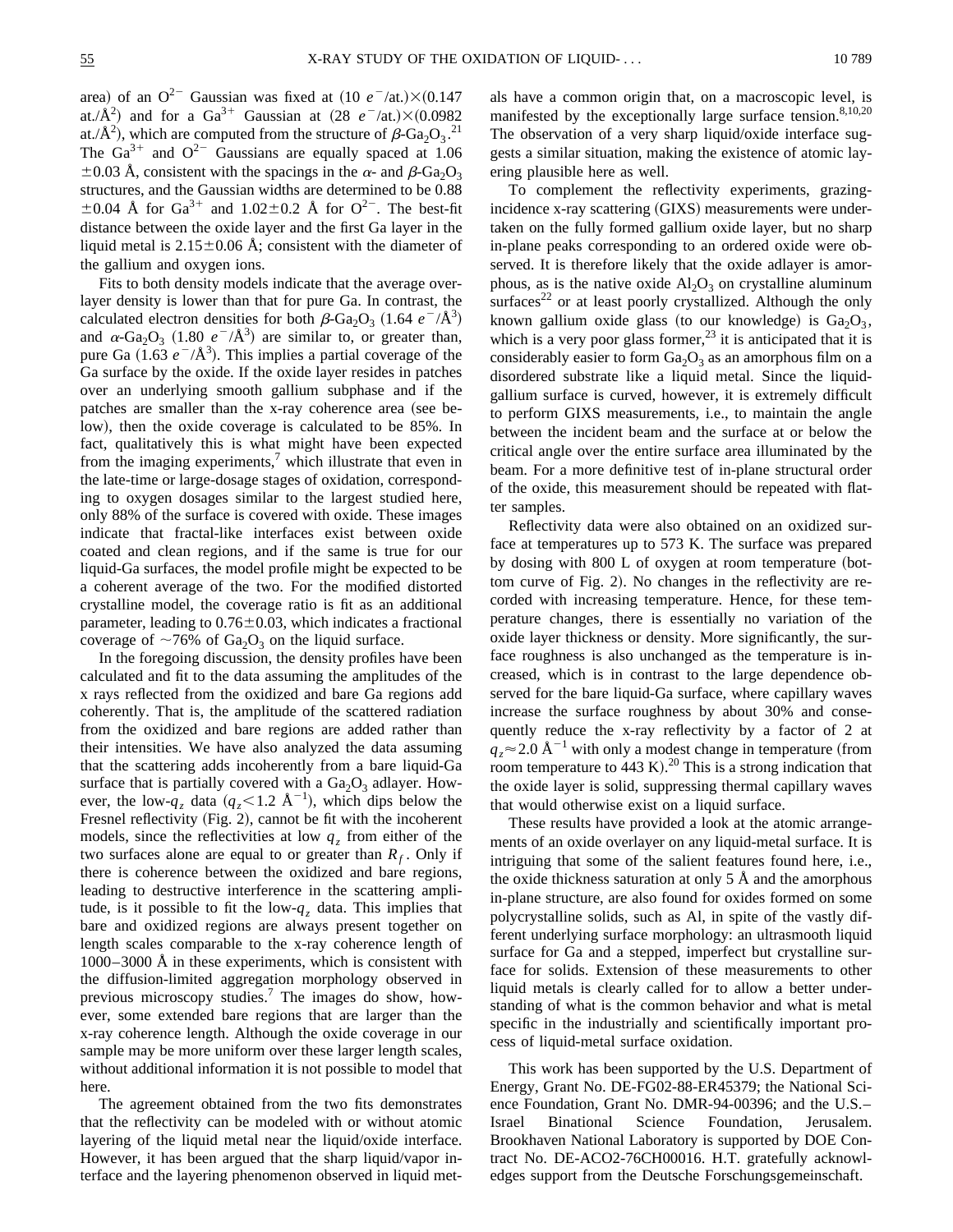area) of an $O^{2-}$ Gaussian was fixed at $(10\ e^-/\text{at.})\times(0.147\ \text{at./Å}^2)$ and for a $Ga^{3+}$ Gaussian at $(28\ e^-/\text{at.})\times(0.0982\ \text{at./Å}^2)$, which are computed from the structure of $\beta$-$Ga_2O_3$.[21] The $Ga^{3+}$ and $O^{2-}$ Gaussians are equally spaced at 1.06 $\pm$0.03 Å, consistent with the spacings in the $\alpha$- and $\beta$-$Ga_2O_3$ structures, and the Gaussian widths are determined to be 0.88 $\pm$0.04 Å for $Ga^{3+}$ and 1.02$\pm$0.2 Å for $O^{2-}$. The best-fit distance between the oxide layer and the first Ga layer in the liquid metal is 2.15$\pm$0.06 Å; consistent with the diameter of the gallium and oxygen ions.

Fits to both density models indicate that the average overlayer density is lower than that for pure Ga. In contrast, the calculated electron densities for both $\beta$-$Ga_2O_3$ (1.64 $e^-/\text{Å}^3$) and $\alpha$-$Ga_2O_3$ (1.80 $e^-/\text{Å}^3$) are similar to, or greater than, pure Ga (1.63 $e^-/\text{Å}^3$). This implies a partial coverage of the Ga surface by the oxide. If the oxide layer resides in patches over an underlying smooth gallium subphase and if the patches are smaller than the x-ray coherence area (see below), then the oxide coverage is calculated to be 85%. In fact, qualitatively this is what might have been expected from the imaging experiments,[7] which illustrate that even in the late-time or large-dosage stages of oxidation, corresponding to oxygen dosages similar to the largest studied here, only 88% of the surface is covered with oxide. These images indicate that fractal-like interfaces exist between oxide coated and clean regions, and if the same is true for our liquid-Ga surfaces, the model profile might be expected to be a coherent average of the two. For the modified distorted crystalline model, the coverage ratio is fit as an additional parameter, leading to 0.76$\pm$0.03, which indicates a fractional coverage of ~76% of $Ga_2O_3$ on the liquid surface.

In the foregoing discussion, the density profiles have been calculated and fit to the data assuming the amplitudes of the x rays reflected from the oxidized and bare Ga regions add coherently. That is, the amplitude of the scattered radiation from the oxidized and bare regions are added rather than their intensities. We have also analyzed the data assuming that the scattering adds incoherently from a bare liquid-Ga surface that is partially covered with a $Ga_2O_3$ adlayer. However, the low-$q_z$ data ($q_z<1.2$ Å$^{-1}$), which dips below the Fresnel reflectivity (Fig. 2), cannot be fit with the incoherent models, since the reflectivities at low $q_z$ from either of the two surfaces alone are equal to or greater than $R_f$. Only if there is coherence between the oxidized and bare regions, leading to destructive interference in the scattering amplitude, is it possible to fit the low-$q_z$ data. This implies that bare and oxidized regions are always present together on length scales comparable to the x-ray coherence length of 1000–3000 Å in these experiments, which is consistent with the diffusion-limited aggregation morphology observed in previous microscopy studies.[7] The images do show, however, some extended bare regions that are larger than the x-ray coherence length. Although the oxide coverage in our sample may be more uniform over these larger length scales, without additional information it is not possible to model that here.

The agreement obtained from the two fits demonstrates that the reflectivity can be modeled with or without atomic layering of the liquid metal near the liquid/oxide interface. However, it has been argued that the sharp liquid/vapor interface and the layering phenomenon observed in liquid metals have a common origin that, on a macroscopic level, is manifested by the exceptionally large surface tension.[8,10,20] The observation of a very sharp liquid/oxide interface suggests a similar situation, making the existence of atomic layering plausible here as well.

To complement the reflectivity experiments, grazing-incidence x-ray scattering (GIXS) measurements were undertaken on the fully formed gallium oxide layer, but no sharp in-plane peaks corresponding to an ordered oxide were observed. It is therefore likely that the oxide adlayer is amorphous, as is the native oxide $Al_2O_3$ on crystalline aluminum surfaces[22] or at least poorly crystallized. Although the only known gallium oxide glass (to our knowledge) is $Ga_2O_3$, which is a very poor glass former,[23] it is anticipated that it is considerably easier to form $Ga_2O_3$ as an amorphous film on a disordered substrate like a liquid metal. Since the liquid-gallium surface is curved, however, it is extremely difficult to perform GIXS measurements, i.e., to maintain the angle between the incident beam and the surface at or below the critical angle over the entire surface area illuminated by the beam. For a more definitive test of in-plane structural order of the oxide, this measurement should be repeated with flatter samples.

Reflectivity data were also obtained on an oxidized surface at temperatures up to 573 K. The surface was prepared by dosing with 800 L of oxygen at room temperature (bottom curve of Fig. 2). No changes in the reflectivity are recorded with increasing temperature. Hence, for these temperature changes, there is essentially no variation of the oxide layer thickness or density. More significantly, the surface roughness is also unchanged as the temperature is increased, which is in contrast to the large dependence observed for the bare liquid-Ga surface, where capillary waves increase the surface roughness by about 30% and consequently reduce the x-ray reflectivity by a factor of 2 at $q_z\approx2.0$ Å$^{-1}$ with only a modest change in temperature (from room temperature to 443 K).[20] This is a strong indication that the oxide layer is solid, suppressing thermal capillary waves that would otherwise exist on a liquid surface.

These results have provided a look at the atomic arrangements of an oxide overlayer on any liquid-metal surface. It is intriguing that some of the salient features found here, i.e., the oxide thickness saturation at only 5 Å and the amorphous in-plane structure, are also found for oxides formed on some polycrystalline solids, such as Al, in spite of the vastly different underlying surface morphology: an ultrasmooth liquid surface for Ga and a stepped, imperfect but crystalline surface for solids. Extension of these measurements to other liquid metals is clearly called for to allow a better understanding of what is the common behavior and what is metal specific in the industrially and scientifically important process of liquid-metal surface oxidation.

This work has been supported by the U.S. Department of Energy, Grant No. DE-FG02-88-ER45379; the National Science Foundation, Grant No. DMR-94-00396; and the U.S.–Israel Binational Science Foundation, Jerusalem. Brookhaven National Laboratory is supported by DOE Contract No. DE-ACO2-76CH00016. H.T. gratefully acknowledges support from the Deutsche Forschungsgemeinschaft.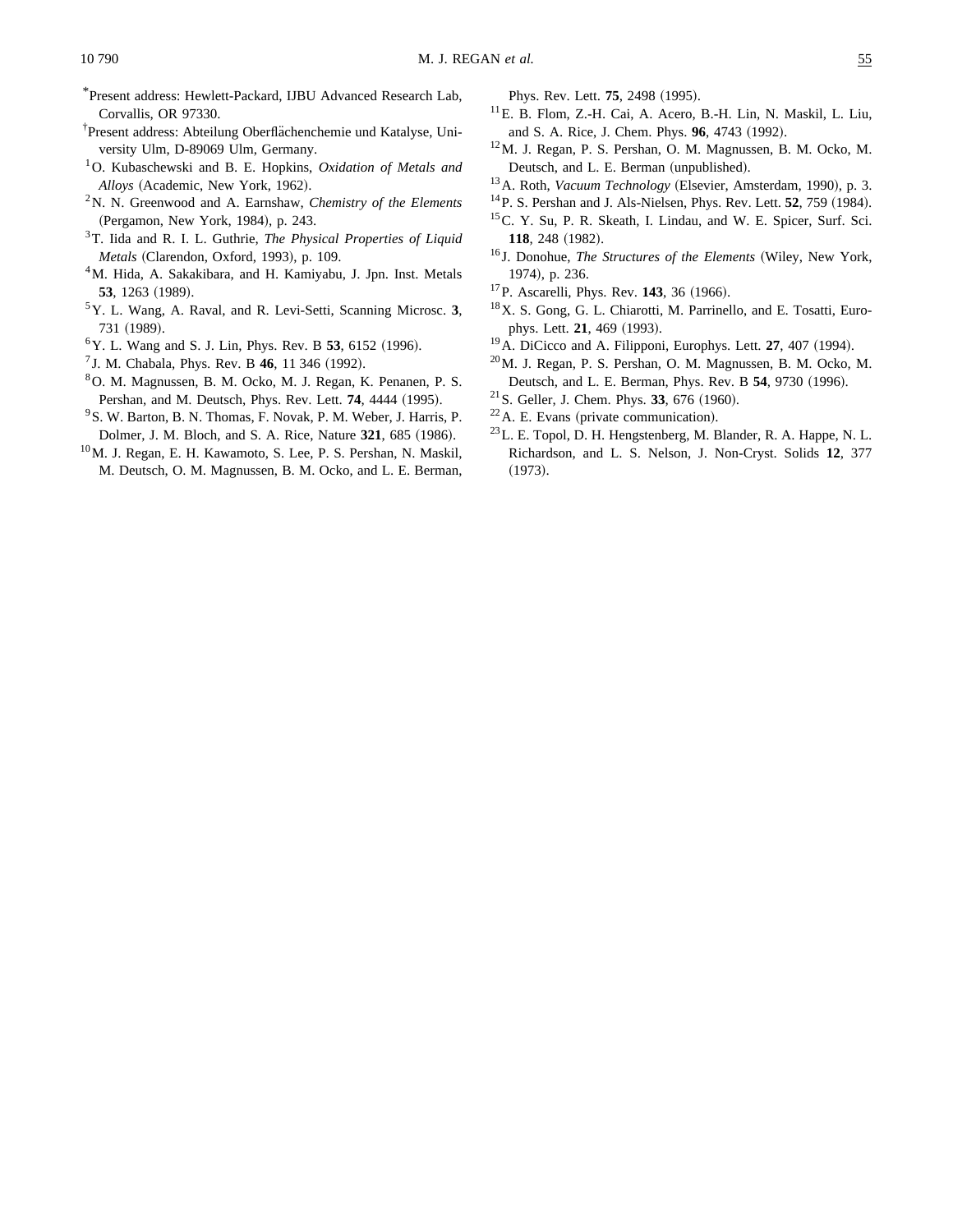*Present address: Hewlett-Packard, IJBU Advanced Research Lab, Corvallis, OR 97330.

†Present address: Abteilung Oberflächenchemie und Katalyse, University Ulm, D-89069 Ulm, Germany.

[1] O. Kubaschewski and B. E. Hopkins, *Oxidation of Metals and Alloys* (Academic, New York, 1962).

[2] N. N. Greenwood and A. Earnshaw, *Chemistry of the Elements* (Pergamon, New York, 1984), p. 243.

[3] T. Iida and R. I. L. Guthrie, *The Physical Properties of Liquid Metals* (Clarendon, Oxford, 1993), p. 109.

[4] M. Hida, A. Sakakibara, and H. Kamiyabu, J. Jpn. Inst. Metals **53**, 1263 (1989).

[5] Y. L. Wang, A. Raval, and R. Levi-Setti, Scanning Microsc. **3**, 731 (1989).

[6] Y. L. Wang and S. J. Lin, Phys. Rev. B **53**, 6152 (1996).

[7] J. M. Chabala, Phys. Rev. B **46**, 11 346 (1992).

[8] O. M. Magnussen, B. M. Ocko, M. J. Regan, K. Penanen, P. S. Pershan, and M. Deutsch, Phys. Rev. Lett. **74**, 4444 (1995).

[9] S. W. Barton, B. N. Thomas, F. Novak, P. M. Weber, J. Harris, P. Dolmer, J. M. Bloch, and S. A. Rice, Nature **321**, 685 (1986).

[10] M. J. Regan, E. H. Kawamoto, S. Lee, P. S. Pershan, N. Maskil, M. Deutsch, O. M. Magnussen, B. M. Ocko, and L. E. Berman, Phys. Rev. Lett. **75**, 2498 (1995).

[11] E. B. Flom, Z.-H. Cai, A. Acero, B.-H. Lin, N. Maskil, L. Liu, and S. A. Rice, J. Chem. Phys. **96**, 4743 (1992).

[12] M. J. Regan, P. S. Pershan, O. M. Magnussen, B. M. Ocko, M. Deutsch, and L. E. Berman (unpublished).

[13] A. Roth, *Vacuum Technology* (Elsevier, Amsterdam, 1990), p. 3.

[14] P. S. Pershan and J. Als-Nielsen, Phys. Rev. Lett. **52**, 759 (1984).

[15] C. Y. Su, P. R. Skeath, I. Lindau, and W. E. Spicer, Surf. Sci. **118**, 248 (1982).

[16] J. Donohue, *The Structures of the Elements* (Wiley, New York, 1974), p. 236.

[17] P. Ascarelli, Phys. Rev. **143**, 36 (1966).

[18] X. S. Gong, G. L. Chiarotti, M. Parrinello, and E. Tosatti, Europhys. Lett. **21**, 469 (1993).

[19] A. DiCicco and A. Filipponi, Europhys. Lett. **27**, 407 (1994).

[20] M. J. Regan, P. S. Pershan, O. M. Magnussen, B. M. Ocko, M. Deutsch, and L. E. Berman, Phys. Rev. B **54**, 9730 (1996).

[21] S. Geller, J. Chem. Phys. **33**, 676 (1960).

[22] A. E. Evans (private communication).

[23] L. E. Topol, D. H. Hengstenberg, M. Blander, R. A. Happe, N. L. Richardson, and L. S. Nelson, J. Non-Cryst. Solids **12**, 377 (1973).